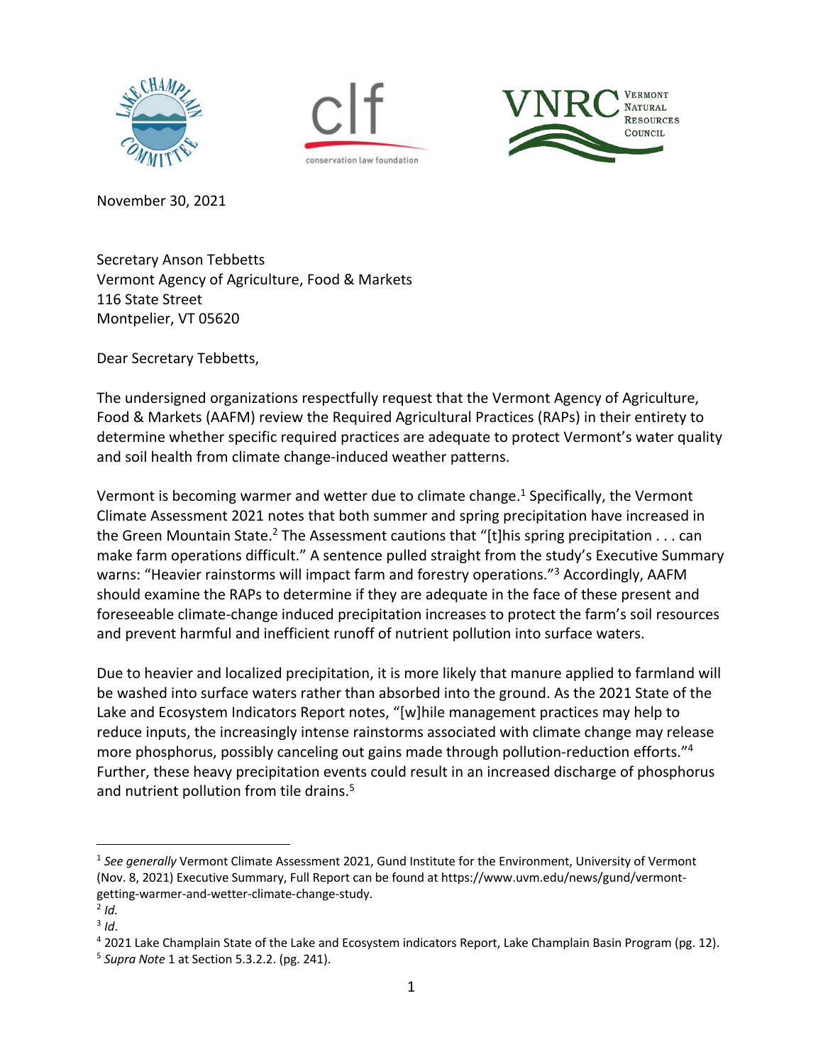November 30, 2021

Secretary Anson Tebbetts
Vermont Agency of Agriculture, Food & Markets
116 State Street
Montpelier, VT 05620

Dear Secretary Tebbetts,

The undersigned organizations respectfully request that the Vermont Agency of Agriculture, Food & Markets (AAFM) review the Required Agricultural Practices (RAPs) in their entirety to determine whether specific required practices are adequate to protect Vermont's water quality and soil health from climate change-induced weather patterns.

Vermont is becoming warmer and wetter due to climate change.[1] Specifically, the Vermont Climate Assessment 2021 notes that both summer and spring precipitation have increased in the Green Mountain State.[2] The Assessment cautions that "[t]his spring precipitation . . . can make farm operations difficult." A sentence pulled straight from the study's Executive Summary warns: "Heavier rainstorms will impact farm and forestry operations."[3] Accordingly, AAFM should examine the RAPs to determine if they are adequate in the face of these present and foreseeable climate-change induced precipitation increases to protect the farm's soil resources and prevent harmful and inefficient runoff of nutrient pollution into surface waters.

Due to heavier and localized precipitation, it is more likely that manure applied to farmland will be washed into surface waters rather than absorbed into the ground. As the 2021 State of the Lake and Ecosystem Indicators Report notes, "[w]hile management practices may help to reduce inputs, the increasingly intense rainstorms associated with climate change may release more phosphorus, possibly canceling out gains made through pollution-reduction efforts."[4] Further, these heavy precipitation events could result in an increased discharge of phosphorus and nutrient pollution from tile drains.[5]

---

[1] *See generally* Vermont Climate Assessment 2021, Gund Institute for the Environment, University of Vermont (Nov. 8, 2021) Executive Summary, Full Report can be found at https://www.uvm.edu/news/gund/vermont-getting-warmer-and-wetter-climate-change-study.

[2] *Id.*

[3] *Id*.

[4] 2021 Lake Champlain State of the Lake and Ecosystem indicators Report, Lake Champlain Basin Program (pg. 12).

[5] *Supra Note* 1 at Section 5.3.2.2. (pg. 241).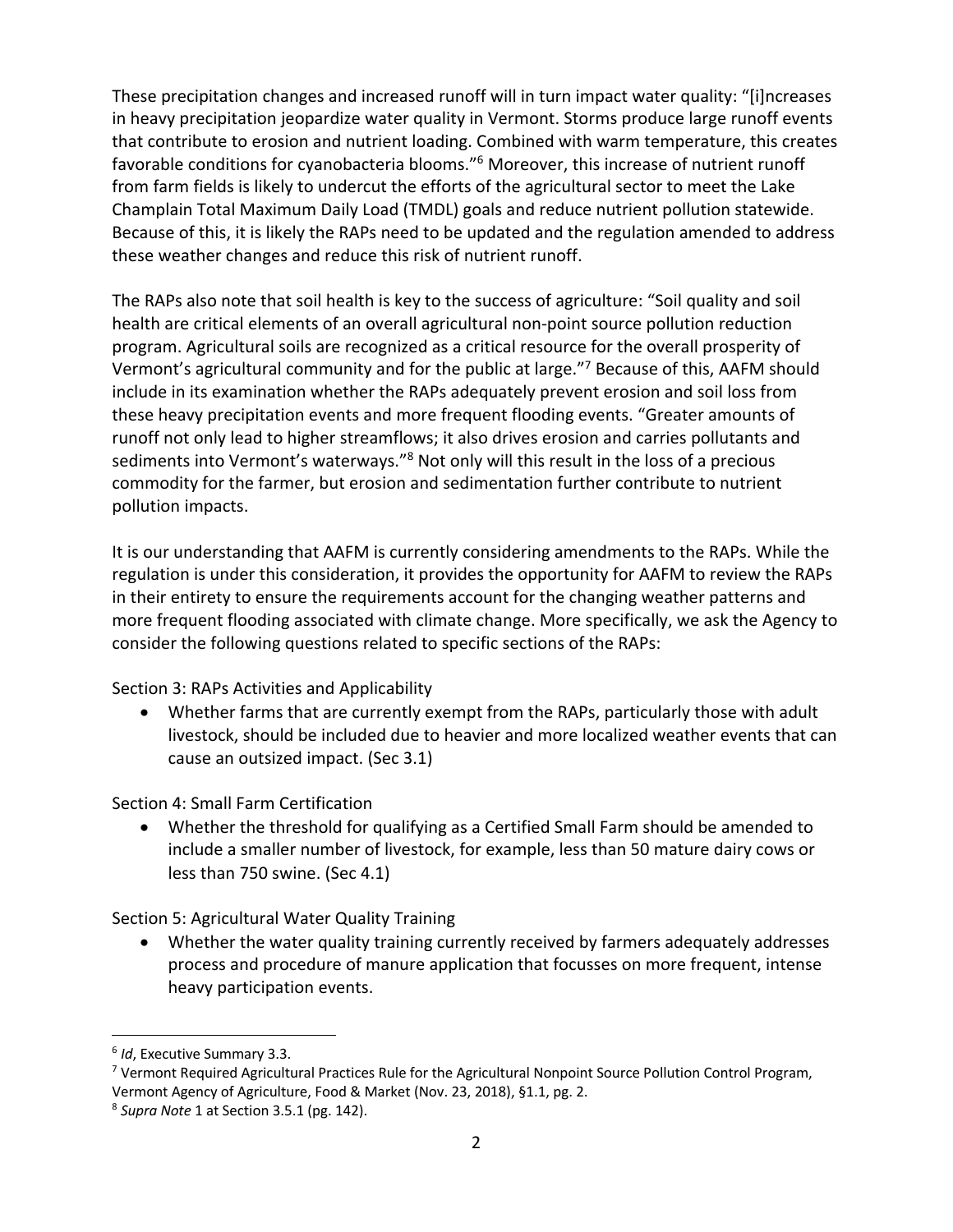These precipitation changes and increased runoff will in turn impact water quality: "[i]ncreases in heavy precipitation jeopardize water quality in Vermont. Storms produce large runoff events that contribute to erosion and nutrient loading. Combined with warm temperature, this creates favorable conditions for cyanobacteria blooms."[6] Moreover, this increase of nutrient runoff from farm fields is likely to undercut the efforts of the agricultural sector to meet the Lake Champlain Total Maximum Daily Load (TMDL) goals and reduce nutrient pollution statewide. Because of this, it is likely the RAPs need to be updated and the regulation amended to address these weather changes and reduce this risk of nutrient runoff.

The RAPs also note that soil health is key to the success of agriculture: "Soil quality and soil health are critical elements of an overall agricultural non-point source pollution reduction program. Agricultural soils are recognized as a critical resource for the overall prosperity of Vermont's agricultural community and for the public at large."[7] Because of this, AAFM should include in its examination whether the RAPs adequately prevent erosion and soil loss from these heavy precipitation events and more frequent flooding events. "Greater amounts of runoff not only lead to higher streamflows; it also drives erosion and carries pollutants and sediments into Vermont's waterways."[8] Not only will this result in the loss of a precious commodity for the farmer, but erosion and sedimentation further contribute to nutrient pollution impacts.

It is our understanding that AAFM is currently considering amendments to the RAPs. While the regulation is under this consideration, it provides the opportunity for AAFM to review the RAPs in their entirety to ensure the requirements account for the changing weather patterns and more frequent flooding associated with climate change. More specifically, we ask the Agency to consider the following questions related to specific sections of the RAPs:

Section 3: RAPs Activities and Applicability

- Whether farms that are currently exempt from the RAPs, particularly those with adult livestock, should be included due to heavier and more localized weather events that can cause an outsized impact. (Sec 3.1)

Section 4: Small Farm Certification

- Whether the threshold for qualifying as a Certified Small Farm should be amended to include a smaller number of livestock, for example, less than 50 mature dairy cows or less than 750 swine. (Sec 4.1)

Section 5: Agricultural Water Quality Training

- Whether the water quality training currently received by farmers adequately addresses process and procedure of manure application that focusses on more frequent, intense heavy participation events.

---

[6] *Id*, Executive Summary 3.3.

[7] Vermont Required Agricultural Practices Rule for the Agricultural Nonpoint Source Pollution Control Program, Vermont Agency of Agriculture, Food & Market (Nov. 23, 2018), §1.1, pg. 2.

[8] *Supra Note* 1 at Section 3.5.1 (pg. 142).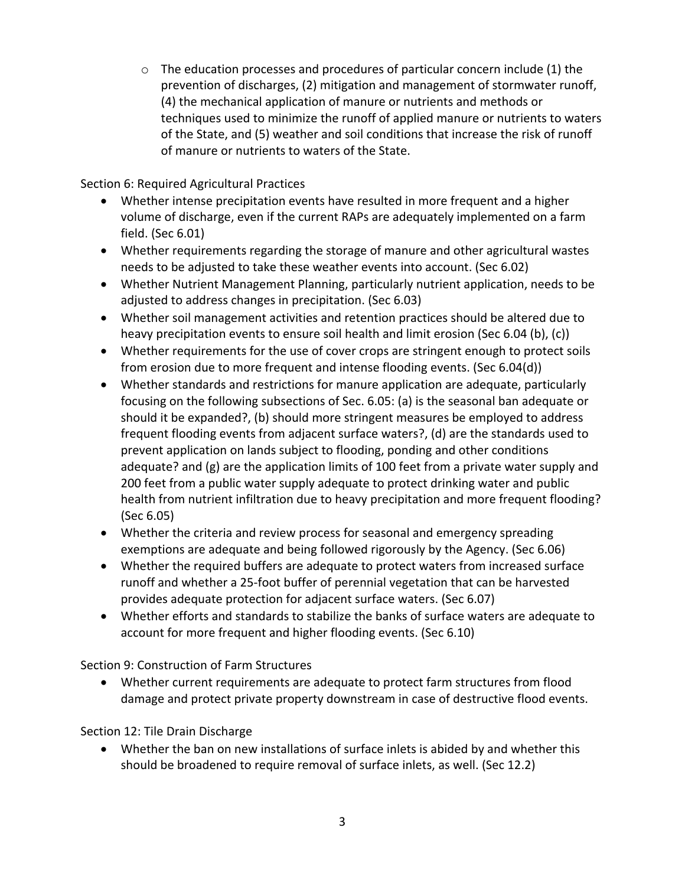- The education processes and procedures of particular concern include (1) the prevention of discharges, (2) mitigation and management of stormwater runoff, (4) the mechanical application of manure or nutrients and methods or techniques used to minimize the runoff of applied manure or nutrients to waters of the State, and (5) weather and soil conditions that increase the risk of runoff of manure or nutrients to waters of the State.

Section 6: Required Agricultural Practices

- Whether intense precipitation events have resulted in more frequent and a higher volume of discharge, even if the current RAPs are adequately implemented on a farm field. (Sec 6.01)
- Whether requirements regarding the storage of manure and other agricultural wastes needs to be adjusted to take these weather events into account. (Sec 6.02)
- Whether Nutrient Management Planning, particularly nutrient application, needs to be adjusted to address changes in precipitation. (Sec 6.03)
- Whether soil management activities and retention practices should be altered due to heavy precipitation events to ensure soil health and limit erosion (Sec 6.04 (b), (c))
- Whether requirements for the use of cover crops are stringent enough to protect soils from erosion due to more frequent and intense flooding events. (Sec 6.04(d))
- Whether standards and restrictions for manure application are adequate, particularly focusing on the following subsections of Sec. 6.05: (a) is the seasonal ban adequate or should it be expanded?, (b) should more stringent measures be employed to address frequent flooding events from adjacent surface waters?, (d) are the standards used to prevent application on lands subject to flooding, ponding and other conditions adequate? and (g) are the application limits of 100 feet from a private water supply and 200 feet from a public water supply adequate to protect drinking water and public health from nutrient infiltration due to heavy precipitation and more frequent flooding? (Sec 6.05)
- Whether the criteria and review process for seasonal and emergency spreading exemptions are adequate and being followed rigorously by the Agency. (Sec 6.06)
- Whether the required buffers are adequate to protect waters from increased surface runoff and whether a 25-foot buffer of perennial vegetation that can be harvested provides adequate protection for adjacent surface waters. (Sec 6.07)
- Whether efforts and standards to stabilize the banks of surface waters are adequate to account for more frequent and higher flooding events. (Sec 6.10)

Section 9: Construction of Farm Structures

- Whether current requirements are adequate to protect farm structures from flood damage and protect private property downstream in case of destructive flood events.

Section 12: Tile Drain Discharge

- Whether the ban on new installations of surface inlets is abided by and whether this should be broadened to require removal of surface inlets, as well. (Sec 12.2)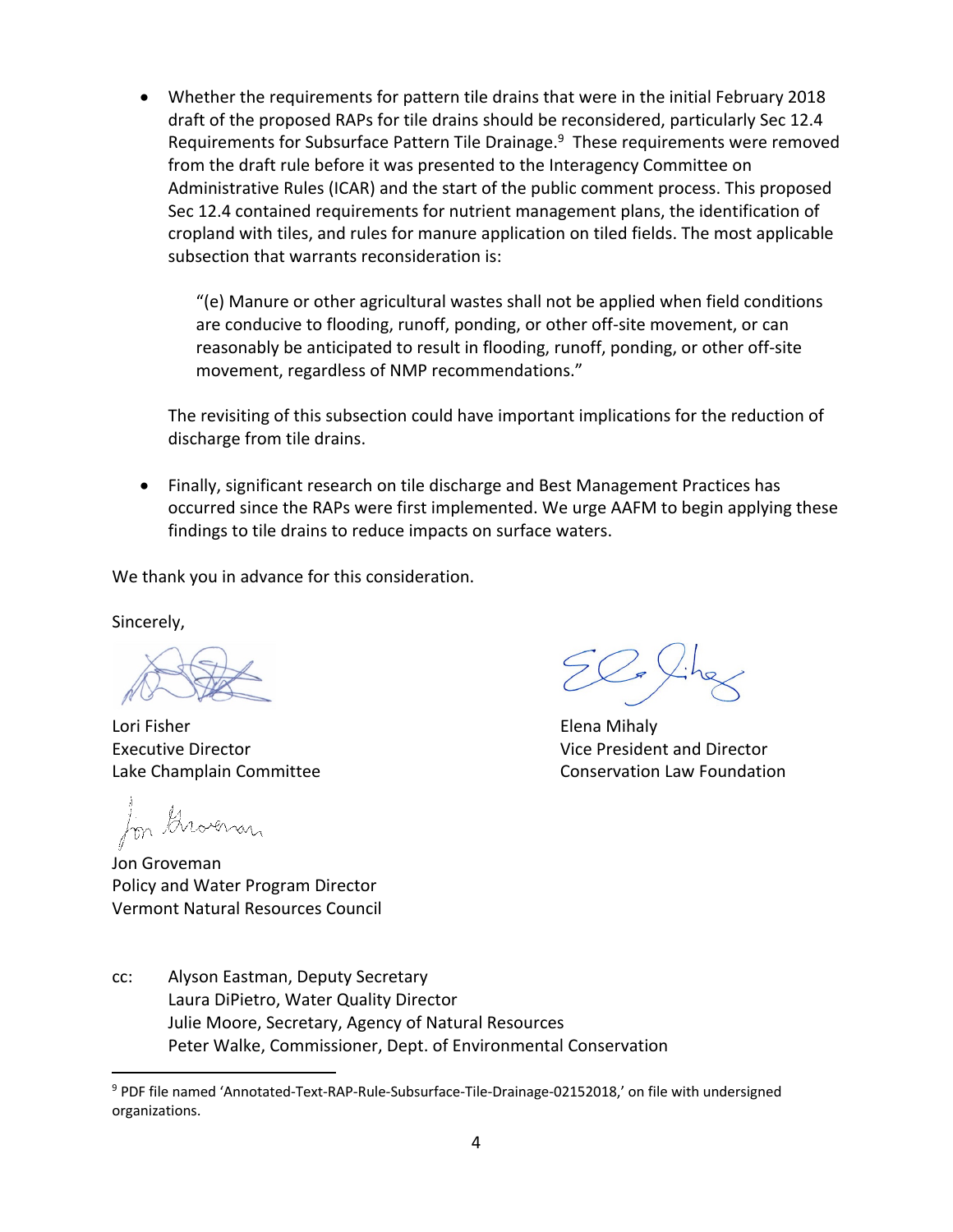- Whether the requirements for pattern tile drains that were in the initial February 2018 draft of the proposed RAPs for tile drains should be reconsidered, particularly Sec 12.4 Requirements for Subsurface Pattern Tile Drainage.[9] These requirements were removed from the draft rule before it was presented to the Interagency Committee on Administrative Rules (ICAR) and the start of the public comment process. This proposed Sec 12.4 contained requirements for nutrient management plans, the identification of cropland with tiles, and rules for manure application on tiled fields. The most applicable subsection that warrants reconsideration is:

  > "(e) Manure or other agricultural wastes shall not be applied when field conditions are conducive to flooding, runoff, ponding, or other off-site movement, or can reasonably be anticipated to result in flooding, runoff, ponding, or other off-site movement, regardless of NMP recommendations."

  The revisiting of this subsection could have important implications for the reduction of discharge from tile drains.

- Finally, significant research on tile discharge and Best Management Practices has occurred since the RAPs were first implemented. We urge AAFM to begin applying these findings to tile drains to reduce impacts on surface waters.

We thank you in advance for this consideration.

Sincerely,

Lori Fisher
Executive Director
Lake Champlain Committee

Elena Mihaly
Vice President and Director
Conservation Law Foundation

Jon Groveman
Policy and Water Program Director
Vermont Natural Resources Council

cc: Alyson Eastman, Deputy Secretary
Laura DiPietro, Water Quality Director
Julie Moore, Secretary, Agency of Natural Resources
Peter Walke, Commissioner, Dept. of Environmental Conservation

---

[9] PDF file named 'Annotated-Text-RAP-Rule-Subsurface-Tile-Drainage-02152018,' on file with undersigned organizations.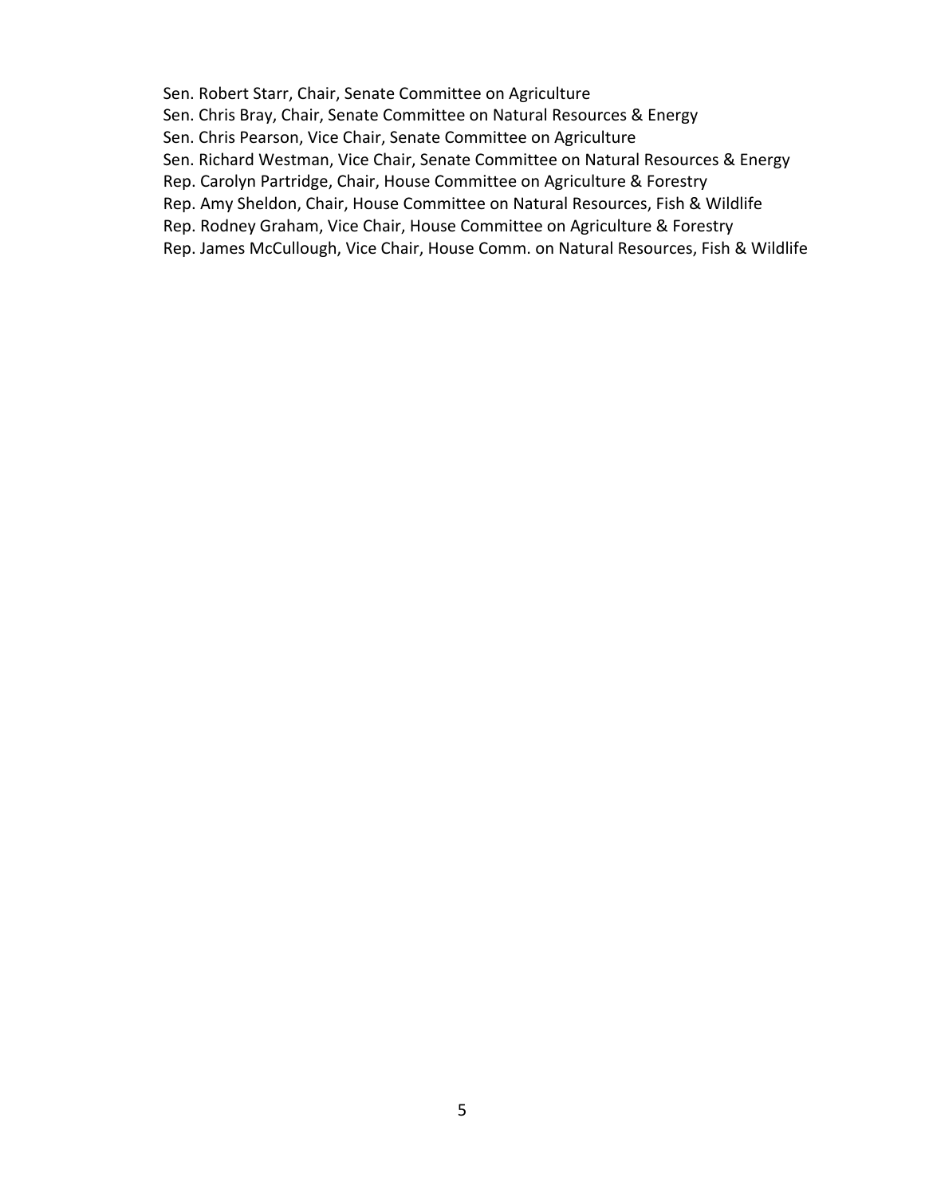Sen. Robert Starr, Chair, Senate Committee on Agriculture
Sen. Chris Bray, Chair, Senate Committee on Natural Resources & Energy
Sen. Chris Pearson, Vice Chair, Senate Committee on Agriculture
Sen. Richard Westman, Vice Chair, Senate Committee on Natural Resources & Energy
Rep. Carolyn Partridge, Chair, House Committee on Agriculture & Forestry
Rep. Amy Sheldon, Chair, House Committee on Natural Resources, Fish & Wildlife
Rep. Rodney Graham, Vice Chair, House Committee on Agriculture & Forestry
Rep. James McCullough, Vice Chair, House Comm. on Natural Resources, Fish & Wildlife